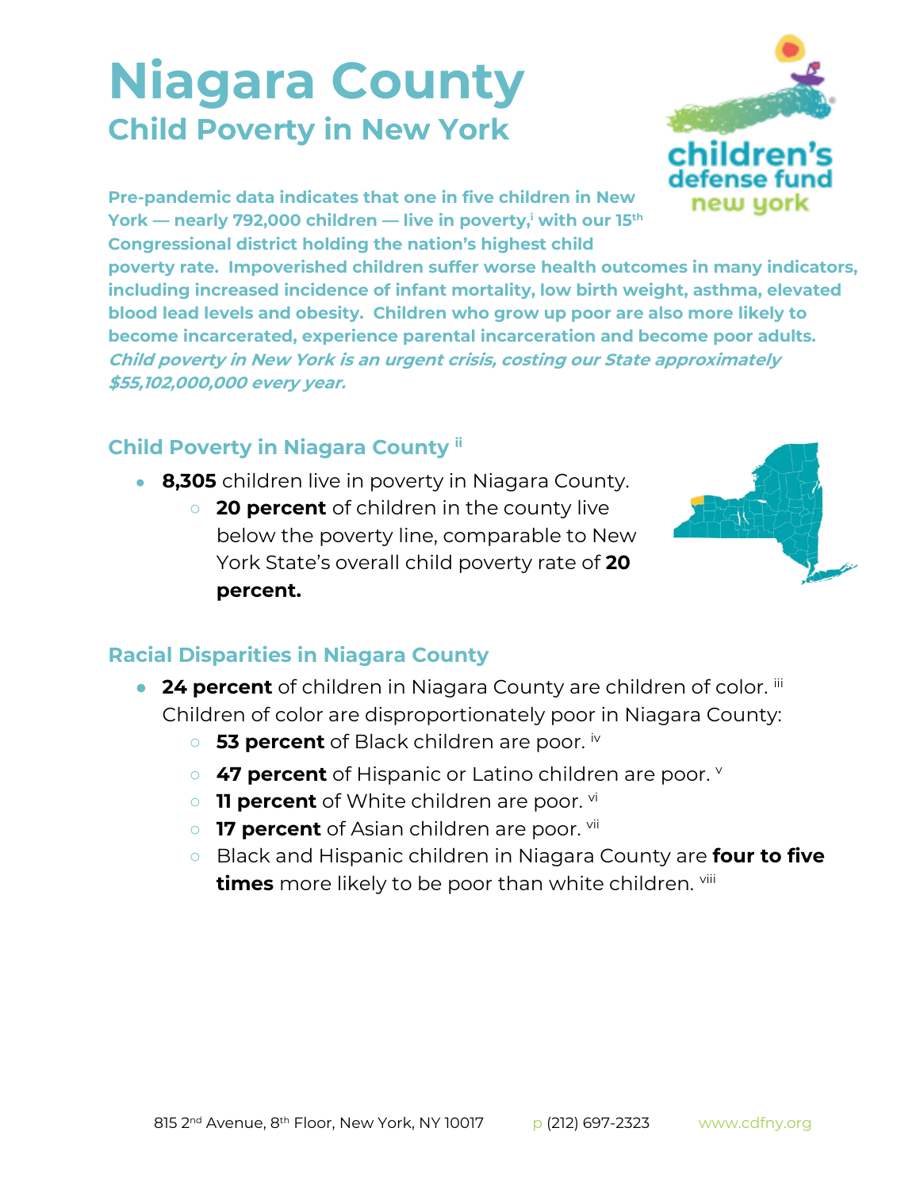# Niagara County

## Child Poverty in New York

**Pre-pandemic data indicates that one in five children in New York — nearly 792,000 children — live in poverty,[i] with our 15th Congressional district holding the nation's highest child poverty rate. Impoverished children suffer worse health outcomes in many indicators, including increased incidence of infant mortality, low birth weight, asthma, elevated blood lead levels and obesity. Children who grow up poor are also more likely to become incarcerated, experience parental incarceration and become poor adults.** ***Child poverty in New York is an urgent crisis, costing our State approximately $55,102,000,000 every year.***

### Child Poverty in Niagara County [ii]

- **8,305** children live in poverty in Niagara County.
  - **20 percent** of children in the county live below the poverty line, comparable to New York State's overall child poverty rate of **20 percent.**

### Racial Disparities in Niagara County

- **24 percent** of children in Niagara County are children of color. [iii] Children of color are disproportionately poor in Niagara County:
  - **53 percent** of Black children are poor. [iv]
  - **47 percent** of Hispanic or Latino children are poor. [v]
  - **11 percent** of White children are poor. [vi]
  - **17 percent** of Asian children are poor. [vii]
  - Black and Hispanic children in Niagara County are **four to five times** more likely to be poor than white children. [viii]

815 2nd Avenue, 8th Floor, New York, NY 10017 p (212) 697-2323 www.cdfny.org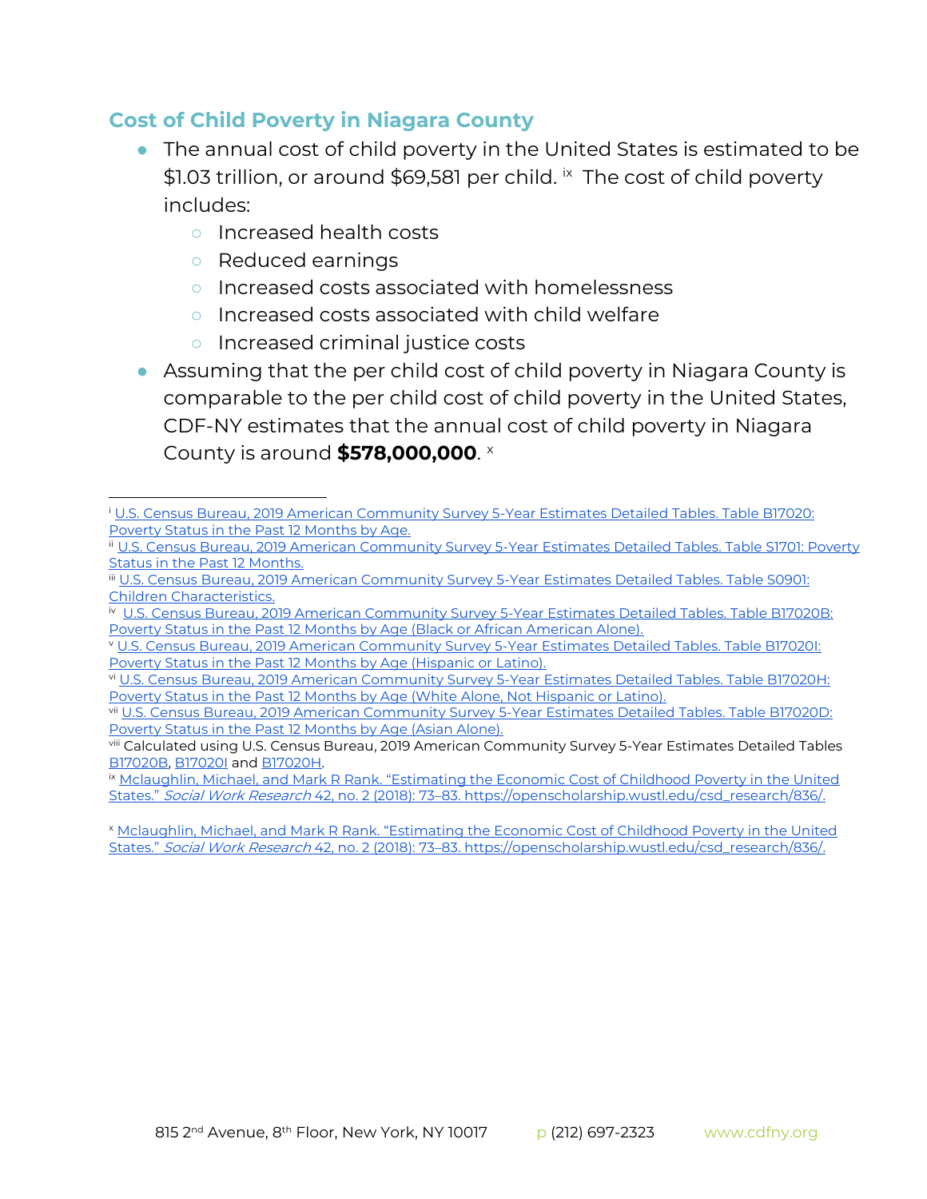## Cost of Child Poverty in Niagara County

- The annual cost of child poverty in the United States is estimated to be $1.03 trillion, or around $69,581 per child. [ix] The cost of child poverty includes:
  - Increased health costs
  - Reduced earnings
  - Increased costs associated with homelessness
  - Increased costs associated with child welfare
  - Increased criminal justice costs
- Assuming that the per child cost of child poverty in Niagara County is comparable to the per child cost of child poverty in the United States, CDF-NY estimates that the annual cost of child poverty in Niagara County is around **$578,000,000**. [x]

---

[i] U.S. Census Bureau, 2019 American Community Survey 5-Year Estimates Detailed Tables. Table B17020: Poverty Status in the Past 12 Months by Age.

[ii] U.S. Census Bureau, 2019 American Community Survey 5-Year Estimates Detailed Tables. Table S1701: Poverty Status in the Past 12 Months.

[iii] U.S. Census Bureau, 2019 American Community Survey 5-Year Estimates Detailed Tables. Table S0901: Children Characteristics.

[iv] U.S. Census Bureau, 2019 American Community Survey 5-Year Estimates Detailed Tables. Table B17020B: Poverty Status in the Past 12 Months by Age (Black or African American Alone).

[v] U.S. Census Bureau, 2019 American Community Survey 5-Year Estimates Detailed Tables. Table B17020I: Poverty Status in the Past 12 Months by Age (Hispanic or Latino).

[vi] U.S. Census Bureau, 2019 American Community Survey 5-Year Estimates Detailed Tables. Table B17020H: Poverty Status in the Past 12 Months by Age (White Alone, Not Hispanic or Latino).

[vii] U.S. Census Bureau, 2019 American Community Survey 5-Year Estimates Detailed Tables. Table B17020D: Poverty Status in the Past 12 Months by Age (Asian Alone).

[viii] Calculated using U.S. Census Bureau, 2019 American Community Survey 5-Year Estimates Detailed Tables B17020B, B17020I and B17020H.

[ix] Mclaughlin, Michael, and Mark R Rank. "Estimating the Economic Cost of Childhood Poverty in the United States." *Social Work Research* 42, no. 2 (2018): 73–83. https://openscholarship.wustl.edu/csd_research/836/.

[x] Mclaughlin, Michael, and Mark R Rank. "Estimating the Economic Cost of Childhood Poverty in the United States." *Social Work Research* 42, no. 2 (2018): 73–83. https://openscholarship.wustl.edu/csd_research/836/.